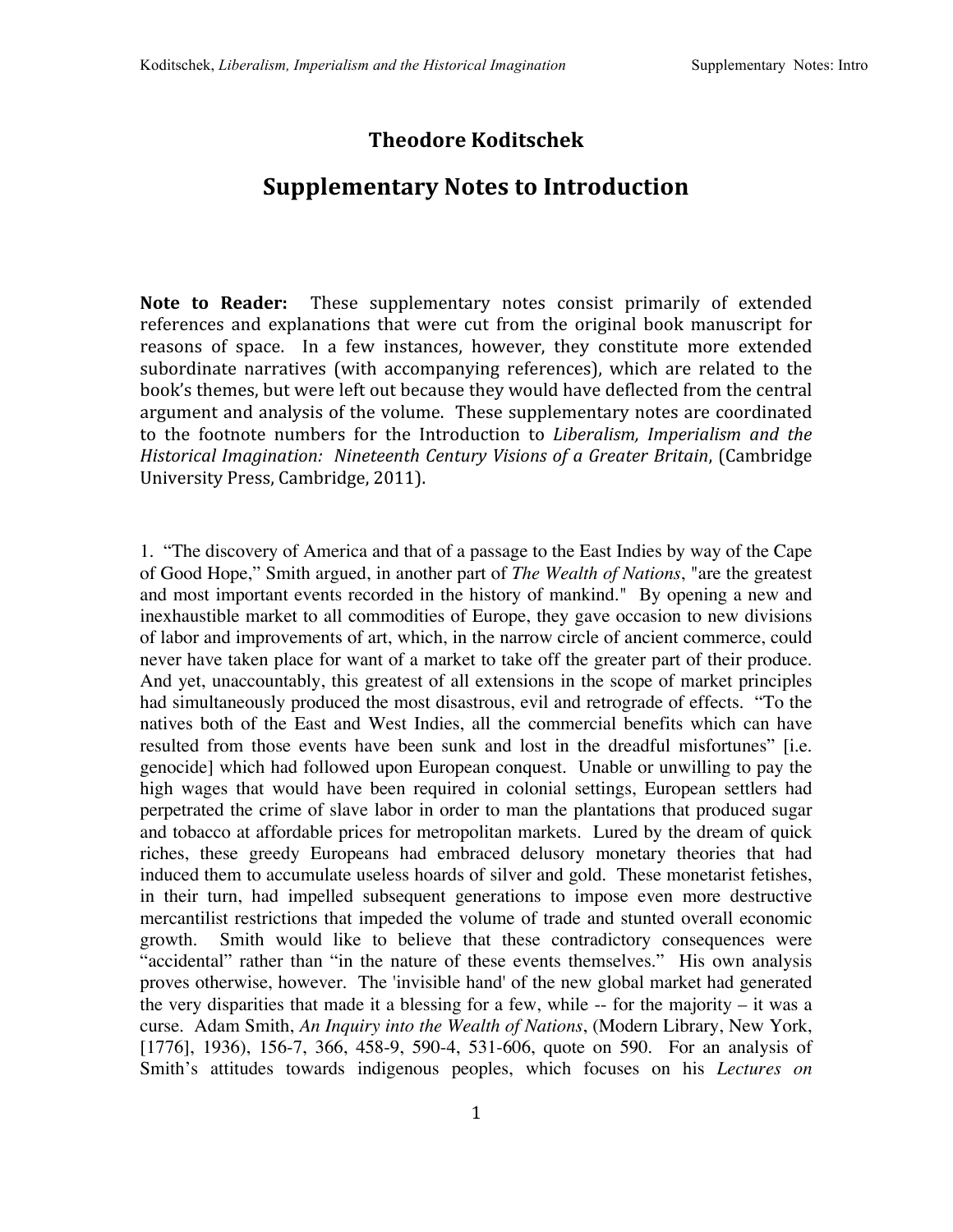# Theodore Koditschek

## Supplementary Notes to Introduction

**Note to Reader:** These supplementary notes consist primarily of extended references and explanations that were cut from the original book manuscript for reasons of space. In a few instances, however, they constitute more extended subordinate narratives (with accompanying references), which are related to the book's themes, but were left out because they would have deflected from the central argument and analysis of the volume. These supplementary notes are coordinated to the footnote numbers for the Introduction to *Liberalism, Imperialism and the Historical Imagination: Nineteenth Century Visions of a Greater Britain*, (Cambridge University Press, Cambridge, 2011).

1. "The discovery of America and that of a passage to the East Indies by way of the Cape of Good Hope," Smith argued, in another part of *The Wealth of Nations*, "are the greatest and most important events recorded in the history of mankind." By opening a new and inexhaustible market to all commodities of Europe, they gave occasion to new divisions of labor and improvements of art, which, in the narrow circle of ancient commerce, could never have taken place for want of a market to take off the greater part of their produce. And yet, unaccountably, this greatest of all extensions in the scope of market principles had simultaneously produced the most disastrous, evil and retrograde of effects. "To the natives both of the East and West Indies, all the commercial benefits which can have resulted from those events have been sunk and lost in the dreadful misfortunes" [i.e. genocide] which had followed upon European conquest. Unable or unwilling to pay the high wages that would have been required in colonial settings, European settlers had perpetrated the crime of slave labor in order to man the plantations that produced sugar and tobacco at affordable prices for metropolitan markets. Lured by the dream of quick riches, these greedy Europeans had embraced delusory monetary theories that had induced them to accumulate useless hoards of silver and gold. These monetarist fetishes, in their turn, had impelled subsequent generations to impose even more destructive mercantilist restrictions that impeded the volume of trade and stunted overall economic growth. Smith would like to believe that these contradictory consequences were "accidental" rather than "in the nature of these events themselves." His own analysis proves otherwise, however. The 'invisible hand' of the new global market had generated the very disparities that made it a blessing for a few, while -- for the majority – it was a curse. Adam Smith, *An Inquiry into the Wealth of Nations*, (Modern Library, New York, [1776], 1936), 156-7, 366, 458-9, 590-4, 531-606, quote on 590. For an analysis of Smith's attitudes towards indigenous peoples, which focuses on his *Lectures on*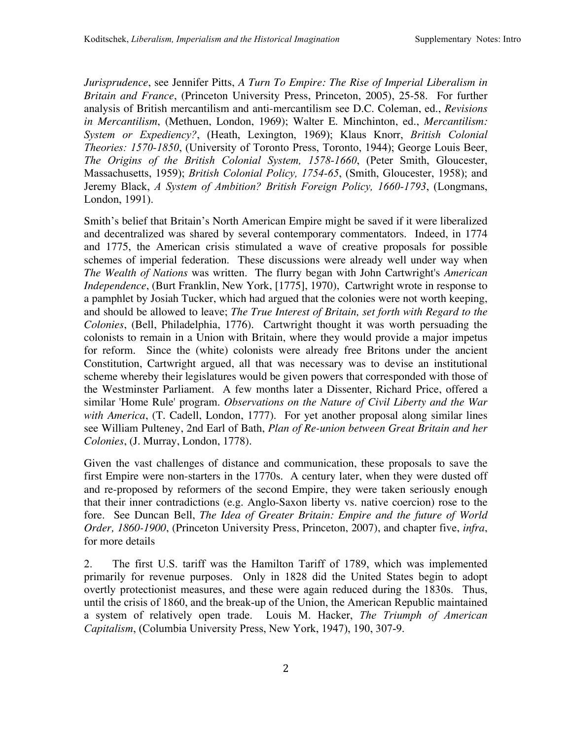*Jurisprudence*, see Jennifer Pitts, *A Turn To Empire: The Rise of Imperial Liberalism in Britain and France*, (Princeton University Press, Princeton, 2005), 25-58. For further analysis of British mercantilism and anti-mercantilism see D.C. Coleman, ed., *Revisions in Mercantilism*, (Methuen, London, 1969); Walter E. Minchinton, ed., *Mercantilism: System or Expediency?*, (Heath, Lexington, 1969); Klaus Knorr, *British Colonial Theories: 1570-1850*, (University of Toronto Press, Toronto, 1944); George Louis Beer, *The Origins of the British Colonial System, 1578-1660*, (Peter Smith, Gloucester, Massachusetts, 1959); *British Colonial Policy, 1754-65*, (Smith, Gloucester, 1958); and Jeremy Black, *A System of Ambition? British Foreign Policy, 1660-1793*, (Longmans, London, 1991).

Smith's belief that Britain's North American Empire might be saved if it were liberalized and decentralized was shared by several contemporary commentators. Indeed, in 1774 and 1775, the American crisis stimulated a wave of creative proposals for possible schemes of imperial federation. These discussions were already well under way when *The Wealth of Nations* was written. The flurry began with John Cartwright's *American Independence*, (Burt Franklin, New York, [1775], 1970), Cartwright wrote in response to a pamphlet by Josiah Tucker, which had argued that the colonies were not worth keeping, and should be allowed to leave; *The True Interest of Britain, set forth with Regard to the Colonies*, (Bell, Philadelphia, 1776). Cartwright thought it was worth persuading the colonists to remain in a Union with Britain, where they would provide a major impetus for reform. Since the (white) colonists were already free Britons under the ancient Constitution, Cartwright argued, all that was necessary was to devise an institutional scheme whereby their legislatures would be given powers that corresponded with those of the Westminster Parliament. A few months later a Dissenter, Richard Price, offered a similar 'Home Rule' program. *Observations on the Nature of Civil Liberty and the War with America*, (T. Cadell, London, 1777). For yet another proposal along similar lines see William Pulteney, 2nd Earl of Bath, *Plan of Re-union between Great Britain and her Colonies*, (J. Murray, London, 1778).

Given the vast challenges of distance and communication, these proposals to save the first Empire were non-starters in the 1770s. A century later, when they were dusted off and re-proposed by reformers of the second Empire, they were taken seriously enough that their inner contradictions (e.g. Anglo-Saxon liberty vs. native coercion) rose to the fore. See Duncan Bell, *The Idea of Greater Britain: Empire and the future of World Order, 1860-1900*, (Princeton University Press, Princeton, 2007), and chapter five, *infra*, for more details

2. The first U.S. tariff was the Hamilton Tariff of 1789, which was implemented primarily for revenue purposes. Only in 1828 did the United States begin to adopt overtly protectionist measures, and these were again reduced during the 1830s. Thus, until the crisis of 1860, and the break-up of the Union, the American Republic maintained a system of relatively open trade. Louis M. Hacker, *The Triumph of American Capitalism*, (Columbia University Press, New York, 1947), 190, 307-9.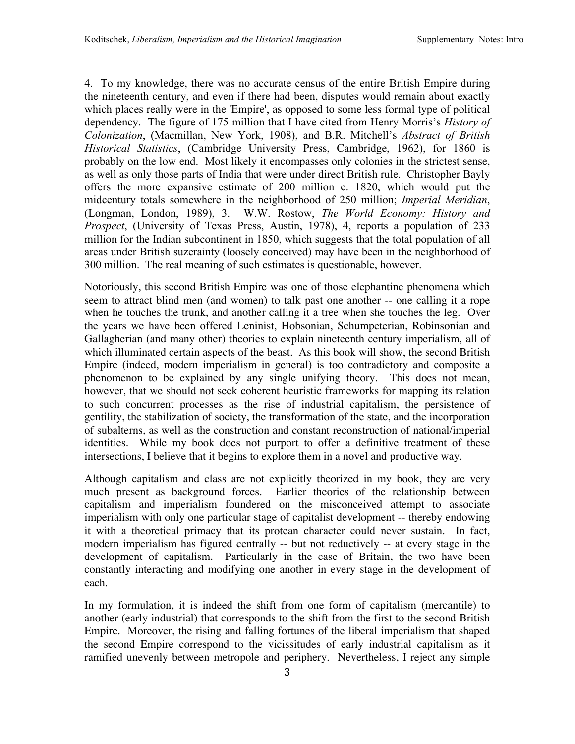4. To my knowledge, there was no accurate census of the entire British Empire during the nineteenth century, and even if there had been, disputes would remain about exactly which places really were in the 'Empire', as opposed to some less formal type of political dependency. The figure of 175 million that I have cited from Henry Morris's *History of Colonization*, (Macmillan, New York, 1908), and B.R. Mitchell's *Abstract of British Historical Statistics*, (Cambridge University Press, Cambridge, 1962), for 1860 is probably on the low end. Most likely it encompasses only colonies in the strictest sense, as well as only those parts of India that were under direct British rule. Christopher Bayly offers the more expansive estimate of 200 million c. 1820, which would put the midcentury totals somewhere in the neighborhood of 250 million; *Imperial Meridian*, (Longman, London, 1989), 3. W.W. Rostow, *The World Economy: History and Prospect*, (University of Texas Press, Austin, 1978), 4, reports a population of 233 million for the Indian subcontinent in 1850, which suggests that the total population of all areas under British suzerainty (loosely conceived) may have been in the neighborhood of 300 million. The real meaning of such estimates is questionable, however.

Notoriously, this second British Empire was one of those elephantine phenomena which seem to attract blind men (and women) to talk past one another -- one calling it a rope when he touches the trunk, and another calling it a tree when she touches the leg. Over the years we have been offered Leninist, Hobsonian, Schumpeterian, Robinsonian and Gallagherian (and many other) theories to explain nineteenth century imperialism, all of which illuminated certain aspects of the beast. As this book will show, the second British Empire (indeed, modern imperialism in general) is too contradictory and composite a phenomenon to be explained by any single unifying theory. This does not mean, however, that we should not seek coherent heuristic frameworks for mapping its relation to such concurrent processes as the rise of industrial capitalism, the persistence of gentility, the stabilization of society, the transformation of the state, and the incorporation of subalterns, as well as the construction and constant reconstruction of national/imperial identities. While my book does not purport to offer a definitive treatment of these intersections, I believe that it begins to explore them in a novel and productive way.

Although capitalism and class are not explicitly theorized in my book, they are very much present as background forces. Earlier theories of the relationship between capitalism and imperialism foundered on the misconceived attempt to associate imperialism with only one particular stage of capitalist development -- thereby endowing it with a theoretical primacy that its protean character could never sustain. In fact, modern imperialism has figured centrally -- but not reductively -- at every stage in the development of capitalism. Particularly in the case of Britain, the two have been constantly interacting and modifying one another in every stage in the development of each.

In my formulation, it is indeed the shift from one form of capitalism (mercantile) to another (early industrial) that corresponds to the shift from the first to the second British Empire. Moreover, the rising and falling fortunes of the liberal imperialism that shaped the second Empire correspond to the vicissitudes of early industrial capitalism as it ramified unevenly between metropole and periphery. Nevertheless, I reject any simple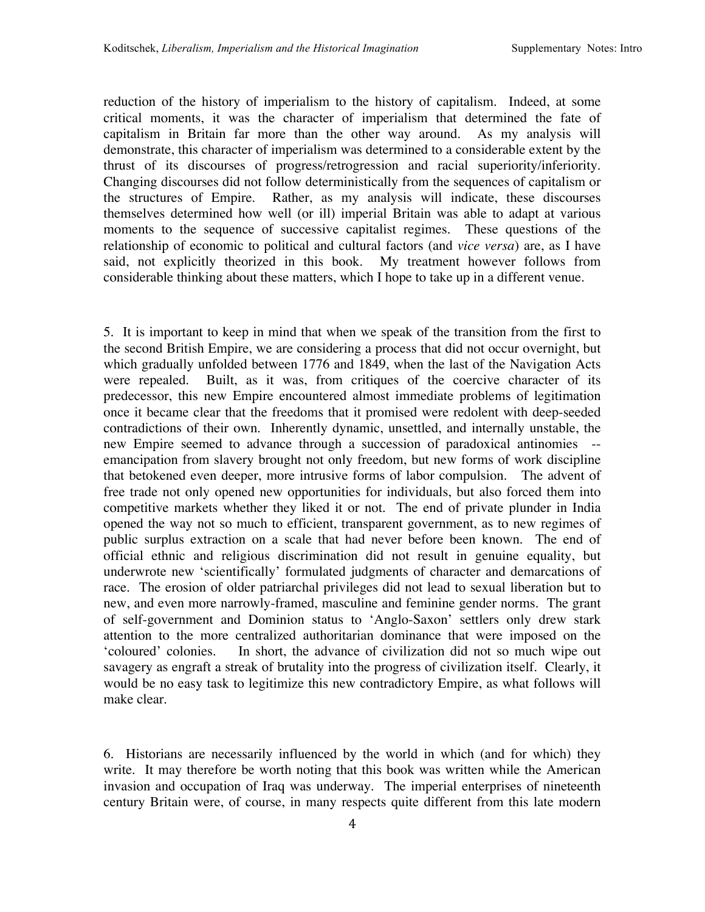reduction of the history of imperialism to the history of capitalism. Indeed, at some critical moments, it was the character of imperialism that determined the fate of capitalism in Britain far more than the other way around. As my analysis will demonstrate, this character of imperialism was determined to a considerable extent by the thrust of its discourses of progress/retrogression and racial superiority/inferiority. Changing discourses did not follow deterministically from the sequences of capitalism or the structures of Empire. Rather, as my analysis will indicate, these discourses themselves determined how well (or ill) imperial Britain was able to adapt at various moments to the sequence of successive capitalist regimes. These questions of the relationship of economic to political and cultural factors (and *vice versa*) are, as I have said, not explicitly theorized in this book. My treatment however follows from considerable thinking about these matters, which I hope to take up in a different venue.

5. It is important to keep in mind that when we speak of the transition from the first to the second British Empire, we are considering a process that did not occur overnight, but which gradually unfolded between 1776 and 1849, when the last of the Navigation Acts were repealed. Built, as it was, from critiques of the coercive character of its predecessor, this new Empire encountered almost immediate problems of legitimation once it became clear that the freedoms that it promised were redolent with deep-seeded contradictions of their own. Inherently dynamic, unsettled, and internally unstable, the new Empire seemed to advance through a succession of paradoxical antinomies -- emancipation from slavery brought not only freedom, but new forms of work discipline that betokened even deeper, more intrusive forms of labor compulsion. The advent of free trade not only opened new opportunities for individuals, but also forced them into competitive markets whether they liked it or not. The end of private plunder in India opened the way not so much to efficient, transparent government, as to new regimes of public surplus extraction on a scale that had never before been known. The end of official ethnic and religious discrimination did not result in genuine equality, but underwrote new 'scientifically' formulated judgments of character and demarcations of race. The erosion of older patriarchal privileges did not lead to sexual liberation but to new, and even more narrowly-framed, masculine and feminine gender norms. The grant of self-government and Dominion status to 'Anglo-Saxon' settlers only drew stark attention to the more centralized authoritarian dominance that were imposed on the 'coloured' colonies. In short, the advance of civilization did not so much wipe out savagery as engraft a streak of brutality into the progress of civilization itself. Clearly, it would be no easy task to legitimize this new contradictory Empire, as what follows will make clear.

6. Historians are necessarily influenced by the world in which (and for which) they write. It may therefore be worth noting that this book was written while the American invasion and occupation of Iraq was underway. The imperial enterprises of nineteenth century Britain were, of course, in many respects quite different from this late modern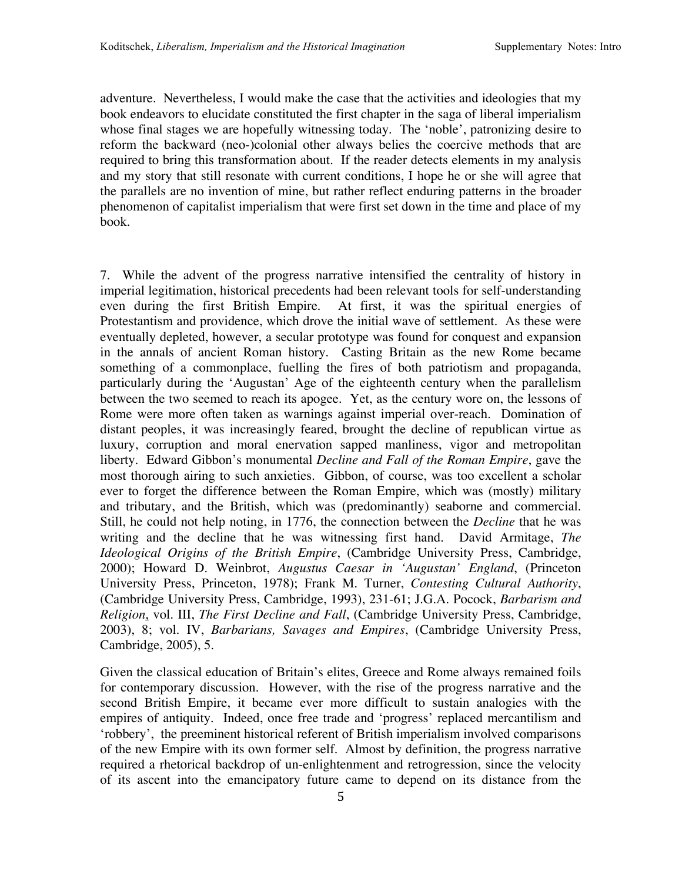adventure. Nevertheless, I would make the case that the activities and ideologies that my book endeavors to elucidate constituted the first chapter in the saga of liberal imperialism whose final stages we are hopefully witnessing today. The 'noble', patronizing desire to reform the backward (neo-)colonial other always belies the coercive methods that are required to bring this transformation about. If the reader detects elements in my analysis and my story that still resonate with current conditions, I hope he or she will agree that the parallels are no invention of mine, but rather reflect enduring patterns in the broader phenomenon of capitalist imperialism that were first set down in the time and place of my book.

7. While the advent of the progress narrative intensified the centrality of history in imperial legitimation, historical precedents had been relevant tools for self-understanding even during the first British Empire. At first, it was the spiritual energies of Protestantism and providence, which drove the initial wave of settlement. As these were eventually depleted, however, a secular prototype was found for conquest and expansion in the annals of ancient Roman history. Casting Britain as the new Rome became something of a commonplace, fuelling the fires of both patriotism and propaganda, particularly during the 'Augustan' Age of the eighteenth century when the parallelism between the two seemed to reach its apogee. Yet, as the century wore on, the lessons of Rome were more often taken as warnings against imperial over-reach. Domination of distant peoples, it was increasingly feared, brought the decline of republican virtue as luxury, corruption and moral enervation sapped manliness, vigor and metropolitan liberty. Edward Gibbon's monumental *Decline and Fall of the Roman Empire*, gave the most thorough airing to such anxieties. Gibbon, of course, was too excellent a scholar ever to forget the difference between the Roman Empire, which was (mostly) military and tributary, and the British, which was (predominantly) seaborne and commercial. Still, he could not help noting, in 1776, the connection between the *Decline* that he was writing and the decline that he was witnessing first hand. David Armitage, *The Ideological Origins of the British Empire*, (Cambridge University Press, Cambridge, 2000); Howard D. Weinbrot, *Augustus Caesar in 'Augustan' England*, (Princeton University Press, Princeton, 1978); Frank M. Turner, *Contesting Cultural Authority*, (Cambridge University Press, Cambridge, 1993), 231-61; J.G.A. Pocock, *Barbarism and Religion*, vol. III, *The First Decline and Fall*, (Cambridge University Press, Cambridge, 2003), 8; vol. IV, *Barbarians, Savages and Empires*, (Cambridge University Press, Cambridge, 2005), 5.

Given the classical education of Britain's elites, Greece and Rome always remained foils for contemporary discussion. However, with the rise of the progress narrative and the second British Empire, it became ever more difficult to sustain analogies with the empires of antiquity. Indeed, once free trade and 'progress' replaced mercantilism and 'robbery', the preeminent historical referent of British imperialism involved comparisons of the new Empire with its own former self. Almost by definition, the progress narrative required a rhetorical backdrop of un-enlightenment and retrogression, since the velocity of its ascent into the emancipatory future came to depend on its distance from the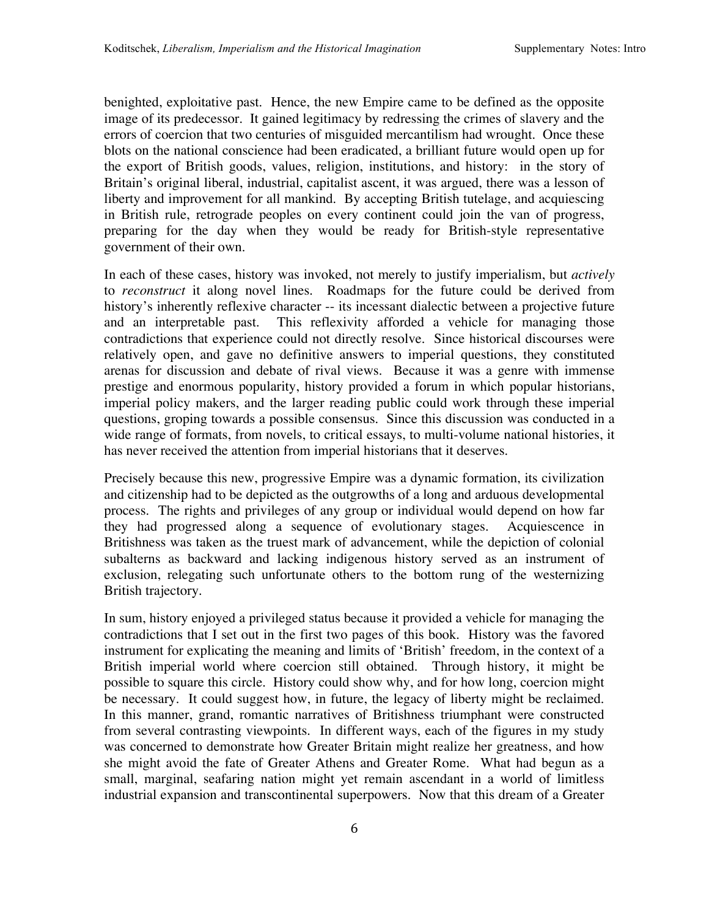benighted, exploitative past. Hence, the new Empire came to be defined as the opposite image of its predecessor. It gained legitimacy by redressing the crimes of slavery and the errors of coercion that two centuries of misguided mercantilism had wrought. Once these blots on the national conscience had been eradicated, a brilliant future would open up for the export of British goods, values, religion, institutions, and history: in the story of Britain's original liberal, industrial, capitalist ascent, it was argued, there was a lesson of liberty and improvement for all mankind. By accepting British tutelage, and acquiescing in British rule, retrograde peoples on every continent could join the van of progress, preparing for the day when they would be ready for British-style representative government of their own.

In each of these cases, history was invoked, not merely to justify imperialism, but *actively* to *reconstruct* it along novel lines. Roadmaps for the future could be derived from history's inherently reflexive character -- its incessant dialectic between a projective future and an interpretable past. This reflexivity afforded a vehicle for managing those contradictions that experience could not directly resolve. Since historical discourses were relatively open, and gave no definitive answers to imperial questions, they constituted arenas for discussion and debate of rival views. Because it was a genre with immense prestige and enormous popularity, history provided a forum in which popular historians, imperial policy makers, and the larger reading public could work through these imperial questions, groping towards a possible consensus. Since this discussion was conducted in a wide range of formats, from novels, to critical essays, to multi-volume national histories, it has never received the attention from imperial historians that it deserves.

Precisely because this new, progressive Empire was a dynamic formation, its civilization and citizenship had to be depicted as the outgrowths of a long and arduous developmental process. The rights and privileges of any group or individual would depend on how far they had progressed along a sequence of evolutionary stages. Acquiescence in Britishness was taken as the truest mark of advancement, while the depiction of colonial subalterns as backward and lacking indigenous history served as an instrument of exclusion, relegating such unfortunate others to the bottom rung of the westernizing British trajectory.

In sum, history enjoyed a privileged status because it provided a vehicle for managing the contradictions that I set out in the first two pages of this book. History was the favored instrument for explicating the meaning and limits of 'British' freedom, in the context of a British imperial world where coercion still obtained. Through history, it might be possible to square this circle. History could show why, and for how long, coercion might be necessary. It could suggest how, in future, the legacy of liberty might be reclaimed. In this manner, grand, romantic narratives of Britishness triumphant were constructed from several contrasting viewpoints. In different ways, each of the figures in my study was concerned to demonstrate how Greater Britain might realize her greatness, and how she might avoid the fate of Greater Athens and Greater Rome. What had begun as a small, marginal, seafaring nation might yet remain ascendant in a world of limitless industrial expansion and transcontinental superpowers. Now that this dream of a Greater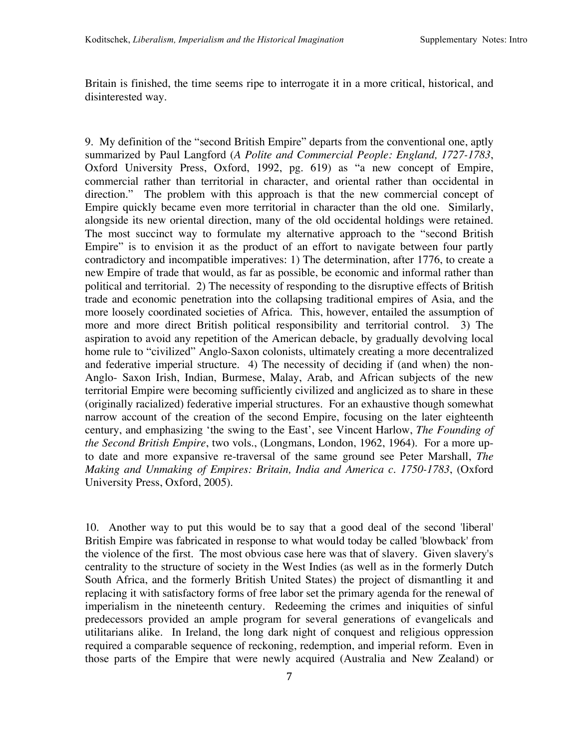Britain is finished, the time seems ripe to interrogate it in a more critical, historical, and disinterested way.

9. My definition of the "second British Empire" departs from the conventional one, aptly summarized by Paul Langford (*A Polite and Commercial People: England, 1727-1783*, Oxford University Press, Oxford, 1992, pg. 619) as "a new concept of Empire, commercial rather than territorial in character, and oriental rather than occidental in direction." The problem with this approach is that the new commercial concept of Empire quickly became even more territorial in character than the old one. Similarly, alongside its new oriental direction, many of the old occidental holdings were retained. The most succinct way to formulate my alternative approach to the "second British Empire" is to envision it as the product of an effort to navigate between four partly contradictory and incompatible imperatives: 1) The determination, after 1776, to create a new Empire of trade that would, as far as possible, be economic and informal rather than political and territorial. 2) The necessity of responding to the disruptive effects of British trade and economic penetration into the collapsing traditional empires of Asia, and the more loosely coordinated societies of Africa. This, however, entailed the assumption of more and more direct British political responsibility and territorial control. 3) The aspiration to avoid any repetition of the American debacle, by gradually devolving local home rule to "civilized" Anglo-Saxon colonists, ultimately creating a more decentralized and federative imperial structure. 4) The necessity of deciding if (and when) the non-Anglo- Saxon Irish, Indian, Burmese, Malay, Arab, and African subjects of the new territorial Empire were becoming sufficiently civilized and anglicized as to share in these (originally racialized) federative imperial structures. For an exhaustive though somewhat narrow account of the creation of the second Empire, focusing on the later eighteenth century, and emphasizing 'the swing to the East', see Vincent Harlow, *The Founding of the Second British Empire*, two vols., (Longmans, London, 1962, 1964). For a more up-to date and more expansive re-traversal of the same ground see Peter Marshall, *The Making and Unmaking of Empires: Britain, India and America c. 1750-1783*, (Oxford University Press, Oxford, 2005).

10. Another way to put this would be to say that a good deal of the second 'liberal' British Empire was fabricated in response to what would today be called 'blowback' from the violence of the first. The most obvious case here was that of slavery. Given slavery's centrality to the structure of society in the West Indies (as well as in the formerly Dutch South Africa, and the formerly British United States) the project of dismantling it and replacing it with satisfactory forms of free labor set the primary agenda for the renewal of imperialism in the nineteenth century. Redeeming the crimes and iniquities of sinful predecessors provided an ample program for several generations of evangelicals and utilitarians alike. In Ireland, the long dark night of conquest and religious oppression required a comparable sequence of reckoning, redemption, and imperial reform. Even in those parts of the Empire that were newly acquired (Australia and New Zealand) or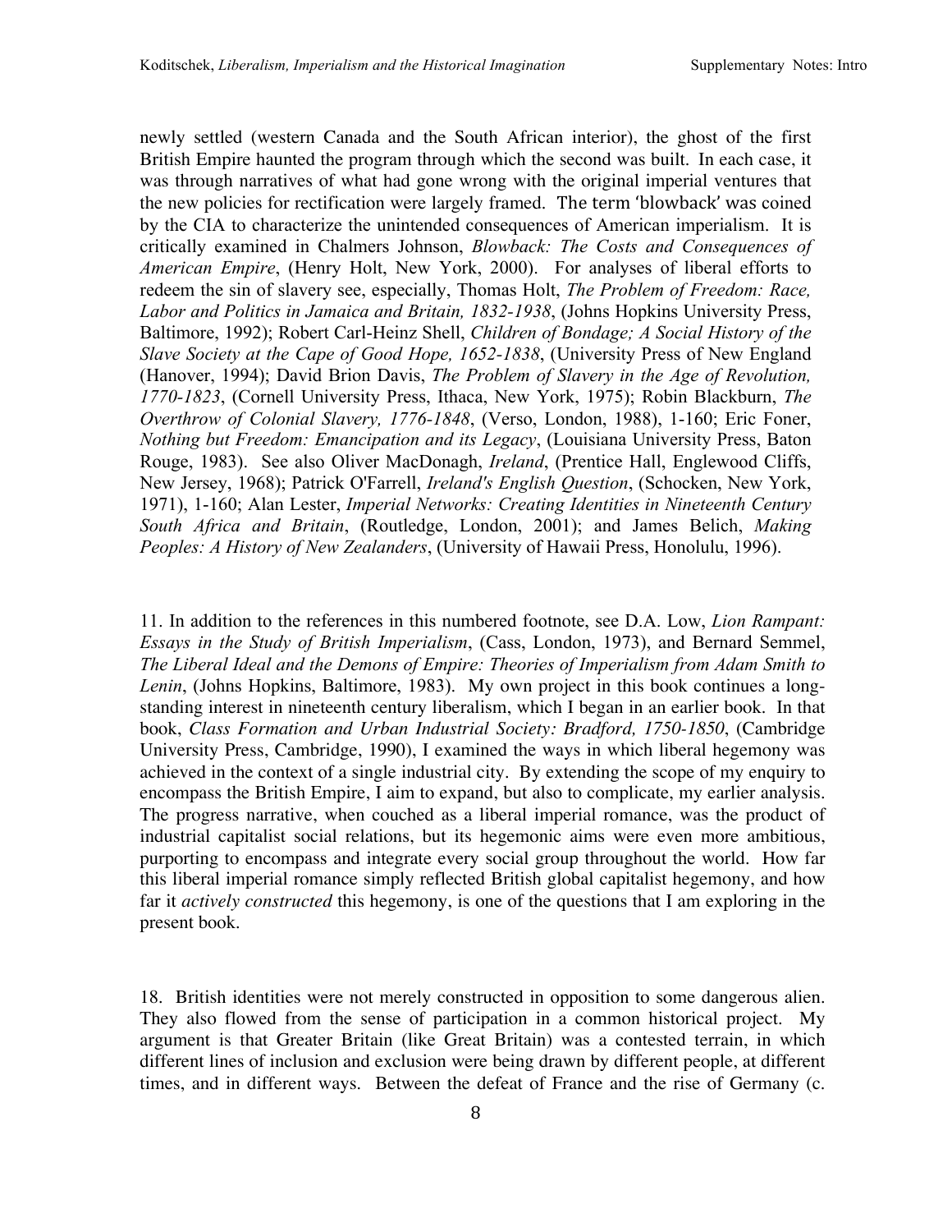newly settled (western Canada and the South African interior), the ghost of the first British Empire haunted the program through which the second was built. In each case, it was through narratives of what had gone wrong with the original imperial ventures that the new policies for rectification were largely framed. The term 'blowback' was coined by the CIA to characterize the unintended consequences of American imperialism. It is critically examined in Chalmers Johnson, *Blowback: The Costs and Consequences of American Empire*, (Henry Holt, New York, 2000). For analyses of liberal efforts to redeem the sin of slavery see, especially, Thomas Holt, *The Problem of Freedom: Race, Labor and Politics in Jamaica and Britain, 1832-1938*, (Johns Hopkins University Press, Baltimore, 1992); Robert Carl-Heinz Shell, *Children of Bondage; A Social History of the Slave Society at the Cape of Good Hope, 1652-1838*, (University Press of New England (Hanover, 1994); David Brion Davis, *The Problem of Slavery in the Age of Revolution, 1770-1823*, (Cornell University Press, Ithaca, New York, 1975); Robin Blackburn, *The Overthrow of Colonial Slavery, 1776-1848*, (Verso, London, 1988), 1-160; Eric Foner, *Nothing but Freedom: Emancipation and its Legacy*, (Louisiana University Press, Baton Rouge, 1983). See also Oliver MacDonagh, *Ireland*, (Prentice Hall, Englewood Cliffs, New Jersey, 1968); Patrick O'Farrell, *Ireland's English Question*, (Schocken, New York, 1971), 1-160; Alan Lester, *Imperial Networks: Creating Identities in Nineteenth Century South Africa and Britain*, (Routledge, London, 2001); and James Belich, *Making Peoples: A History of New Zealanders*, (University of Hawaii Press, Honolulu, 1996).

11. In addition to the references in this numbered footnote, see D.A. Low, *Lion Rampant: Essays in the Study of British Imperialism*, (Cass, London, 1973), and Bernard Semmel, *The Liberal Ideal and the Demons of Empire: Theories of Imperialism from Adam Smith to Lenin*, (Johns Hopkins, Baltimore, 1983). My own project in this book continues a long-standing interest in nineteenth century liberalism, which I began in an earlier book. In that book, *Class Formation and Urban Industrial Society: Bradford, 1750-1850*, (Cambridge University Press, Cambridge, 1990), I examined the ways in which liberal hegemony was achieved in the context of a single industrial city. By extending the scope of my enquiry to encompass the British Empire, I aim to expand, but also to complicate, my earlier analysis. The progress narrative, when couched as a liberal imperial romance, was the product of industrial capitalist social relations, but its hegemonic aims were even more ambitious, purporting to encompass and integrate every social group throughout the world. How far this liberal imperial romance simply reflected British global capitalist hegemony, and how far it *actively constructed* this hegemony, is one of the questions that I am exploring in the present book.

18. British identities were not merely constructed in opposition to some dangerous alien. They also flowed from the sense of participation in a common historical project. My argument is that Greater Britain (like Great Britain) was a contested terrain, in which different lines of inclusion and exclusion were being drawn by different people, at different times, and in different ways. Between the defeat of France and the rise of Germany (c.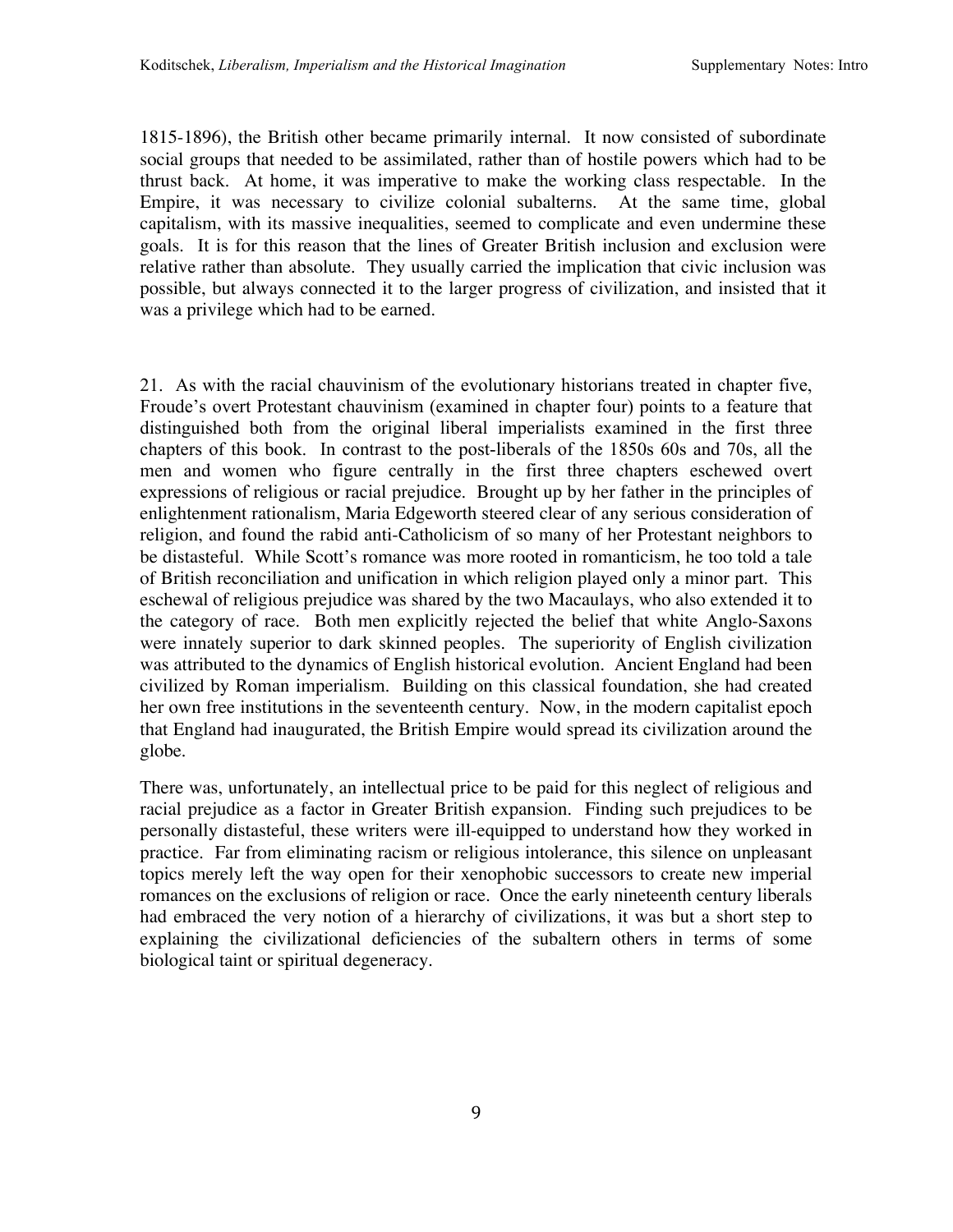1815-1896), the British other became primarily internal. It now consisted of subordinate social groups that needed to be assimilated, rather than of hostile powers which had to be thrust back. At home, it was imperative to make the working class respectable. In the Empire, it was necessary to civilize colonial subalterns. At the same time, global capitalism, with its massive inequalities, seemed to complicate and even undermine these goals. It is for this reason that the lines of Greater British inclusion and exclusion were relative rather than absolute. They usually carried the implication that civic inclusion was possible, but always connected it to the larger progress of civilization, and insisted that it was a privilege which had to be earned.

21. As with the racial chauvinism of the evolutionary historians treated in chapter five, Froude's overt Protestant chauvinism (examined in chapter four) points to a feature that distinguished both from the original liberal imperialists examined in the first three chapters of this book. In contrast to the post-liberals of the 1850s 60s and 70s, all the men and women who figure centrally in the first three chapters eschewed overt expressions of religious or racial prejudice. Brought up by her father in the principles of enlightenment rationalism, Maria Edgeworth steered clear of any serious consideration of religion, and found the rabid anti-Catholicism of so many of her Protestant neighbors to be distasteful. While Scott's romance was more rooted in romanticism, he too told a tale of British reconciliation and unification in which religion played only a minor part. This eschewal of religious prejudice was shared by the two Macaulays, who also extended it to the category of race. Both men explicitly rejected the belief that white Anglo-Saxons were innately superior to dark skinned peoples. The superiority of English civilization was attributed to the dynamics of English historical evolution. Ancient England had been civilized by Roman imperialism. Building on this classical foundation, she had created her own free institutions in the seventeenth century. Now, in the modern capitalist epoch that England had inaugurated, the British Empire would spread its civilization around the globe.

There was, unfortunately, an intellectual price to be paid for this neglect of religious and racial prejudice as a factor in Greater British expansion. Finding such prejudices to be personally distasteful, these writers were ill-equipped to understand how they worked in practice. Far from eliminating racism or religious intolerance, this silence on unpleasant topics merely left the way open for their xenophobic successors to create new imperial romances on the exclusions of religion or race. Once the early nineteenth century liberals had embraced the very notion of a hierarchy of civilizations, it was but a short step to explaining the civilizational deficiencies of the subaltern others in terms of some biological taint or spiritual degeneracy.